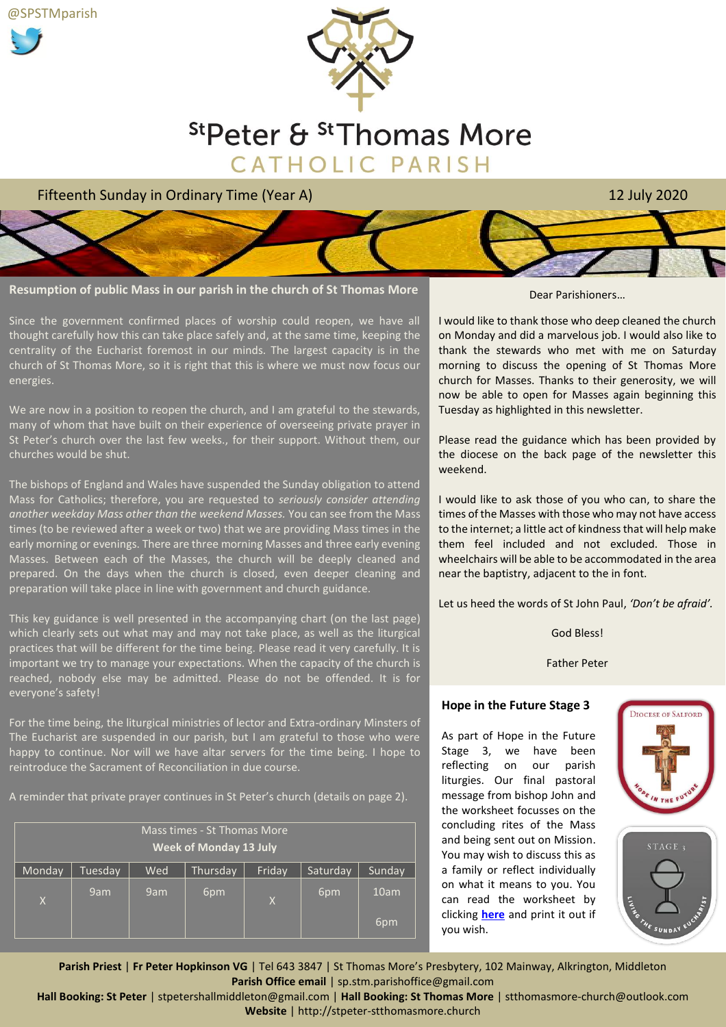@SPSTMparish

# St Peter & St Thomas More
## CATHOLIC PARISH

Fifteenth Sunday in Ordinary Time (Year A) 12 July 2020

## Resumption of public Mass in our parish in the church of St Thomas More

Since the government confirmed places of worship could reopen, we have all thought carefully how this can take place safely and, at the same time, keeping the centrality of the Eucharist foremost in our minds. The largest capacity is in the church of St Thomas More, so it is right that this is where we must now focus our energies.

We are now in a position to reopen the church, and I am grateful to the stewards, many of whom that have built on their experience of overseeing private prayer in St Peter's church over the last few weeks., for their support. Without them, our churches would be shut.

The bishops of England and Wales have suspended the Sunday obligation to attend Mass for Catholics; therefore, you are requested to *seriously consider attending another weekday Mass other than the weekend Masses.* You can see from the Mass times (to be reviewed after a week or two) that we are providing Mass times in the early morning or evenings. There are three morning Masses and three early evening Masses. Between each of the Masses, the church will be deeply cleaned and prepared. On the days when the church is closed, even deeper cleaning and preparation will take place in line with government and church guidance.

This key guidance is well presented in the accompanying chart (on the last page) which clearly sets out what may and may not take place, as well as the liturgical practices that will be different for the time being. Please read it very carefully. It is important we try to manage your expectations. When the capacity of the church is reached, nobody else may be admitted. Please do not be offended. It is for everyone's safety!

For the time being, the liturgical ministries of lector and Extra-ordinary Minsters of The Eucharist are suspended in our parish, but I am grateful to those who were happy to continue. Nor will we have altar servers for the time being. I hope to reintroduce the Sacrament of Reconciliation in due course.

A reminder that private prayer continues in St Peter's church (details on page 2).

| Mass times - St Thomas More<br>**Week of Monday 13 July** | | | | | | |
|---|---|---|---|---|---|---|
| Monday | Tuesday | Wed | Thursday | Friday | Saturday | Sunday |
| X | 9am | 9am | 6pm | X | 6pm | 10am<br><br>6pm |

Dear Parishioners…

I would like to thank those who deep cleaned the church on Monday and did a marvelous job. I would also like to thank the stewards who met with me on Saturday morning to discuss the opening of St Thomas More church for Masses. Thanks to their generosity, we will now be able to open for Masses again beginning this Tuesday as highlighted in this newsletter.

Please read the guidance which has been provided by the diocese on the back page of the newsletter this weekend.

I would like to ask those of you who can, to share the times of the Masses with those who may not have access to the internet; a little act of kindness that will help make them feel included and not excluded. Those in wheelchairs will be able to be accommodated in the area near the baptistry, adjacent to the in font.

Let us heed the words of St John Paul, *'Don't be afraid'*.

God Bless!

Father Peter

### Hope in the Future Stage 3

As part of Hope in the Future Stage 3, we have been reflecting on our parish liturgies. Our final pastoral message from bishop John and the worksheet focusses on the concluding rites of the Mass and being sent out on Mission. You may wish to discuss this as a family or reflect individually on what it means to you. You can read the worksheet by clicking **here** and print it out if you wish.

**Parish Priest** | **Fr Peter Hopkinson VG** | Tel 643 3847 | St Thomas More's Presbytery, 102 Mainway, Alkrington, Middleton
**Parish Office email** | sp.stm.parishoffice@gmail.com
**Hall Booking: St Peter** | stpetershallmiddleton@gmail.com | **Hall Booking: St Thomas More** | stthomasmore-church@outlook.com
**Website** | http://stpeter-stthomasmore.church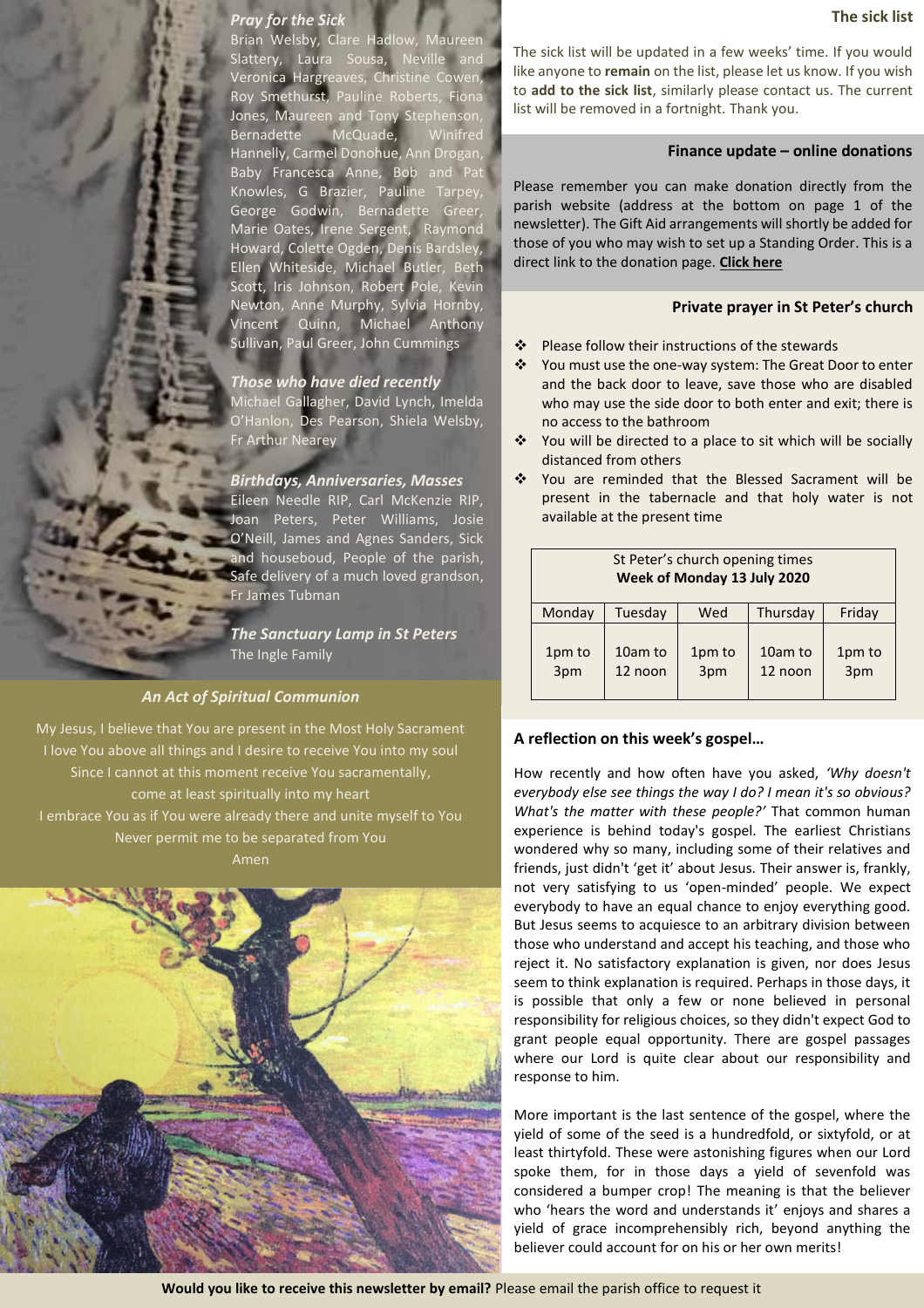### *Pray for the Sick*

Brian Welsby, Clare Hadlow, Maureen Slattery, Laura Sousa, Neville and Veronica Hargreaves, Christine Cowen, Roy Smethurst, Pauline Roberts, Fiona Jones, Maureen and Tony Stephenson, Bernadette McQuade, Winifred Hannelly, Carmel Donohue, Ann Drogan, Baby Francesca Anne, Bob and Pat Knowles, G Brazier, Pauline Tarpey, George Godwin, Bernadette Greer, Marie Oates, Irene Sergent, Raymond Howard, Colette Ogden, Denis Bardsley, Ellen Whiteside, Michael Butler, Beth Scott, Iris Johnson, Robert Pole, Kevin Newton, Anne Murphy, Sylvia Hornby, Vincent Quinn, Michael Anthony Sullivan, Paul Greer, John Cummings

### *Those who have died recently*

Michael Gallagher, David Lynch, Imelda O'Hanlon, Des Pearson, Shiela Welsby, Fr Arthur Nearey

### *Birthdays, Anniversaries, Masses*

Eileen Needle RIP, Carl McKenzie RIP, Joan Peters, Peter Williams, Josie O'Neill, James and Agnes Sanders, Sick and houseboud, People of the parish, Safe delivery of a much loved grandson, Fr James Tubman

### *The Sanctuary Lamp in St Peters*

The Ingle Family

### *An Act of Spiritual Communion*

My Jesus, I believe that You are present in the Most Holy Sacrament
I love You above all things and I desire to receive You into my soul
Since I cannot at this moment receive You sacramentally,
come at least spiritually into my heart
I embrace You as if You were already there and unite myself to You
Never permit me to be separated from You
Amen

### The sick list

The sick list will be updated in a few weeks' time. If you would like anyone to **remain** on the list, please let us know. If you wish to **add to the sick list**, similarly please contact us. The current list will be removed in a fortnight. Thank you.

### Finance update – online donations

Please remember you can make donation directly from the parish website (address at the bottom on page 1 of the newsletter). The Gift Aid arrangements will shortly be added for those of you who may wish to set up a Standing Order. This is a direct link to the donation page. **Click here**

### Private prayer in St Peter's church

- Please follow their instructions of the stewards
- You must use the one-way system: The Great Door to enter and the back door to leave, save those who are disabled who may use the side door to both enter and exit; there is no access to the bathroom
- You will be directed to a place to sit which will be socially distanced from others
- You are reminded that the Blessed Sacrament will be present in the tabernacle and that holy water is not available at the present time

St Peter's church opening times
**Week of Monday 13 July 2020**

| Monday | Tuesday | Wed | Thursday | Friday |
|---|---|---|---|---|
| 1pm to 3pm | 10am to 12 noon | 1pm to 3pm | 10am to 12 noon | 1pm to 3pm |

### A reflection on this week's gospel…

How recently and how often have you asked, *'Why doesn't everybody else see things the way I do? I mean it's so obvious? What's the matter with these people?'* That common human experience is behind today's gospel. The earliest Christians wondered why so many, including some of their relatives and friends, just didn't 'get it' about Jesus. Their answer is, frankly, not very satisfying to us 'open-minded' people. We expect everybody to have an equal chance to enjoy everything good. But Jesus seems to acquiesce to an arbitrary division between those who understand and accept his teaching, and those who reject it. No satisfactory explanation is given, nor does Jesus seem to think explanation is required. Perhaps in those days, it is possible that only a few or none believed in personal responsibility for religious choices, so they didn't expect God to grant people equal opportunity. There are gospel passages where our Lord is quite clear about our responsibility and response to him.

More important is the last sentence of the gospel, where the yield of some of the seed is a hundredfold, or sixtyfold, or at least thirtyfold. These were astonishing figures when our Lord spoke them, for in those days a yield of sevenfold was considered a bumper crop! The meaning is that the believer who 'hears the word and understands it' enjoys and shares a yield of grace incomprehensibly rich, beyond anything the believer could account for on his or her own merits!

**Would you like to receive this newsletter by email?** Please email the parish office to request it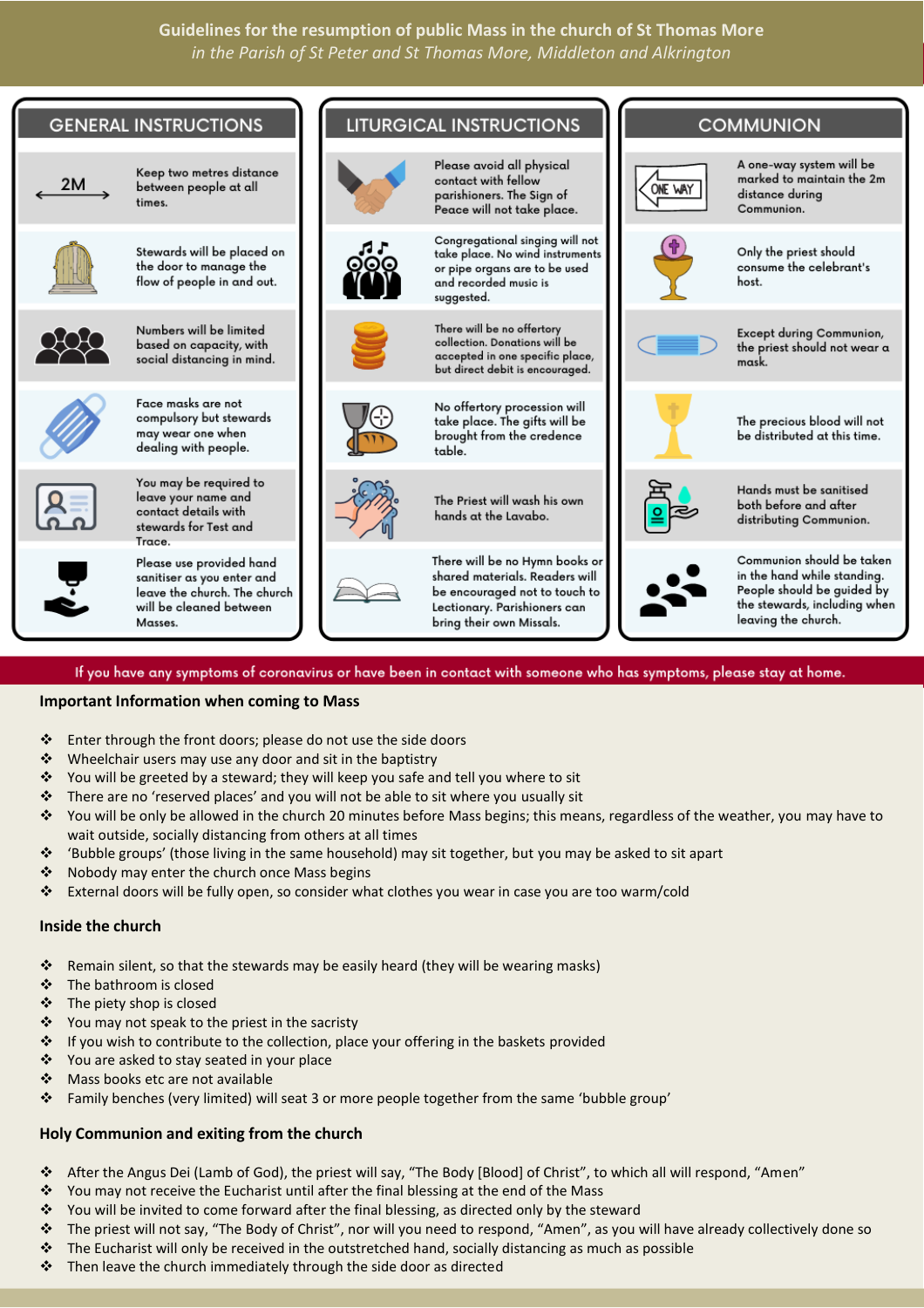# Guidelines for the resumption of public Mass in the church of St Thomas More

*in the Parish of St Peter and St Thomas More, Middleton and Alkrington*

## GENERAL INSTRUCTIONS

- 2M — Keep two metres distance between people at all times.
- Stewards will be placed on the door to manage the flow of people in and out.
- Numbers will be limited based on capacity, with social distancing in mind.
- Face masks are not compulsory but stewards may wear one when dealing with people.
- You may be required to leave your name and contact details with stewards for Test and Trace.
- Please use provided hand sanitiser as you enter and leave the church. The church will be cleaned between Masses.

## LITURGICAL INSTRUCTIONS

- Please avoid all physical contact with fellow parishioners. The Sign of Peace will not take place.
- Congregational singing will not take place. No wind instruments or pipe organs are to be used and recorded music is suggested.
- There will be no offertory collection. Donations will be accepted in one specific place, but direct debit is encouraged.
- No offertory procession will take place. The gifts will be brought from the credence table.
- The Priest will wash his own hands at the Lavabo.
- There will be no Hymn books or shared materials. Readers will be encouraged not to touch to Lectionary. Parishioners can bring their own Missals.

## COMMUNION

- ONE WAY — A one-way system will be marked to maintain the 2m distance during Communion.
- Only the priest should consume the celebrant's host.
- Except during Communion, the priest should not wear a mask.
- The precious blood will not be distributed at this time.
- Hands must be sanitised both before and after distributing Communion.
- Communion should be taken in the hand while standing. People should be guided by the stewards, including when leaving the church.

**If you have any symptoms of coronavirus or have been in contact with someone who has symptoms, please stay at home.**

### Important Information when coming to Mass

- Enter through the front doors; please do not use the side doors
- Wheelchair users may use any door and sit in the baptistry
- You will be greeted by a steward; they will keep you safe and tell you where to sit
- There are no 'reserved places' and you will not be able to sit where you usually sit
- You will be only be allowed in the church 20 minutes before Mass begins; this means, regardless of the weather, you may have to wait outside, socially distancing from others at all times
- 'Bubble groups' (those living in the same household) may sit together, but you may be asked to sit apart
- Nobody may enter the church once Mass begins
- External doors will be fully open, so consider what clothes you wear in case you are too warm/cold

### Inside the church

- Remain silent, so that the stewards may be easily heard (they will be wearing masks)
- The bathroom is closed
- The piety shop is closed
- You may not speak to the priest in the sacristy
- If you wish to contribute to the collection, place your offering in the baskets provided
- You are asked to stay seated in your place
- Mass books etc are not available
- Family benches (very limited) will seat 3 or more people together from the same 'bubble group'

### Holy Communion and exiting from the church

- After the Angus Dei (Lamb of God), the priest will say, "The Body [Blood] of Christ", to which all will respond, "Amen"
- You may not receive the Eucharist until after the final blessing at the end of the Mass
- You will be invited to come forward after the final blessing, as directed only by the steward
- The priest will not say, "The Body of Christ", nor will you need to respond, "Amen", as you will have already collectively done so
- The Eucharist will only be received in the outstretched hand, socially distancing as much as possible
- Then leave the church immediately through the side door as directed